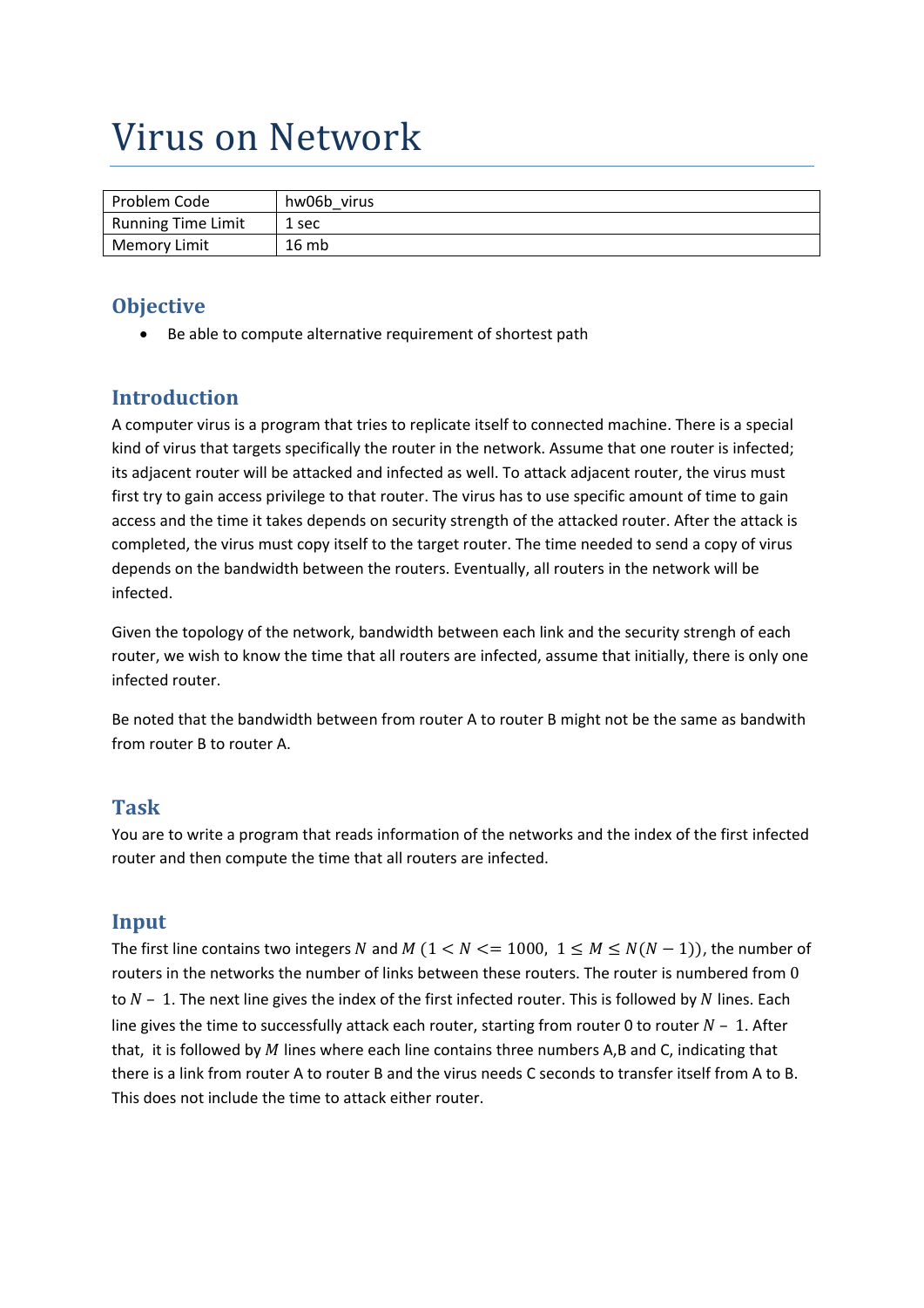# Virus on Network

| Problem Code | hw06b_virus |
| --- | --- |
| Running Time Limit | 1 sec |
| Memory Limit | 16 mb |

## Objective

- Be able to compute alternative requirement of shortest path

## Introduction

A computer virus is a program that tries to replicate itself to connected machine. There is a special kind of virus that targets specifically the router in the network. Assume that one router is infected; its adjacent router will be attacked and infected as well. To attack adjacent router, the virus must first try to gain access privilege to that router. The virus has to use specific amount of time to gain access and the time it takes depends on security strength of the attacked router. After the attack is completed, the virus must copy itself to the target router. The time needed to send a copy of virus depends on the bandwidth between the routers. Eventually, all routers in the network will be infected.

Given the topology of the network, bandwidth between each link and the security strengh of each router, we wish to know the time that all routers are infected, assume that initially, there is only one infected router.

Be noted that the bandwidth between from router A to router B might not be the same as bandwith from router B to router A.

## Task

You are to write a program that reads information of the networks and the index of the first infected router and then compute the time that all routers are infected.

## Input

The first line contains two integers $N$ and $M$ $(1 < N <= 1000,\ 1 \leq M \leq N(N-1))$, the number of routers in the networks the number of links between these routers. The router is numbered from 0 to $N$ – 1. The next line gives the index of the first infected router. This is followed by $N$ lines. Each line gives the time to successfully attack each router, starting from router 0 to router $N$ – 1. After that, it is followed by $M$ lines where each line contains three numbers A,B and C, indicating that there is a link from router A to router B and the virus needs C seconds to transfer itself from A to B. This does not include the time to attack either router.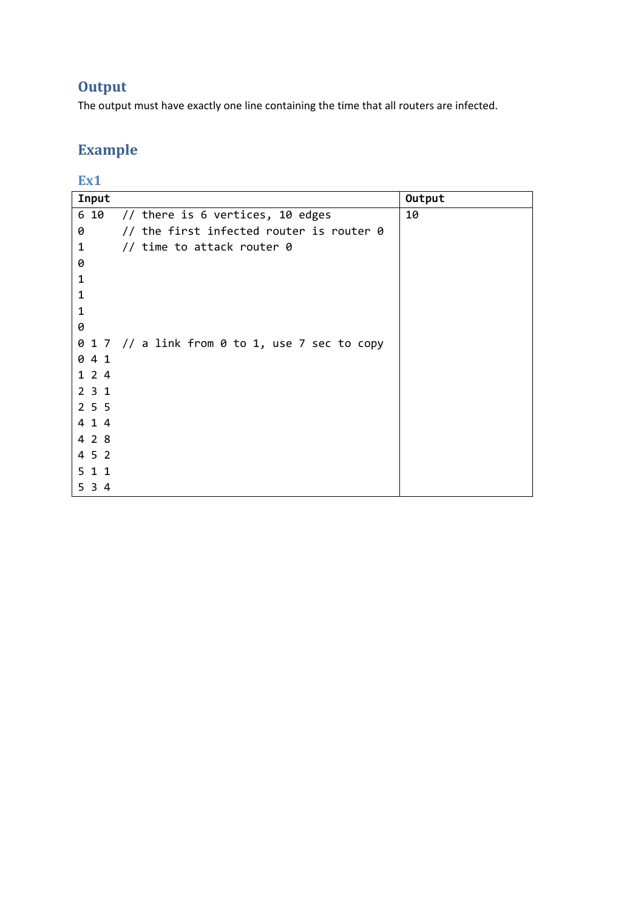## Output

The output must have exactly one line containing the time that all routers are infected.

## Example

### Ex1

| Input | Output |
|---|---|
| <pre>6 10   // there is 6 vertices, 10 edges<br>0      // the first infected router is router 0<br>1      // time to attack router 0<br>0<br>1<br>1<br>1<br>0<br>0 1 7  // a link from 0 to 1, use 7 sec to copy<br>0 4 1<br>1 2 4<br>2 3 1<br>2 5 5<br>4 1 4<br>4 2 8<br>4 5 2<br>5 1 1<br>5 3 4</pre> | 10 |